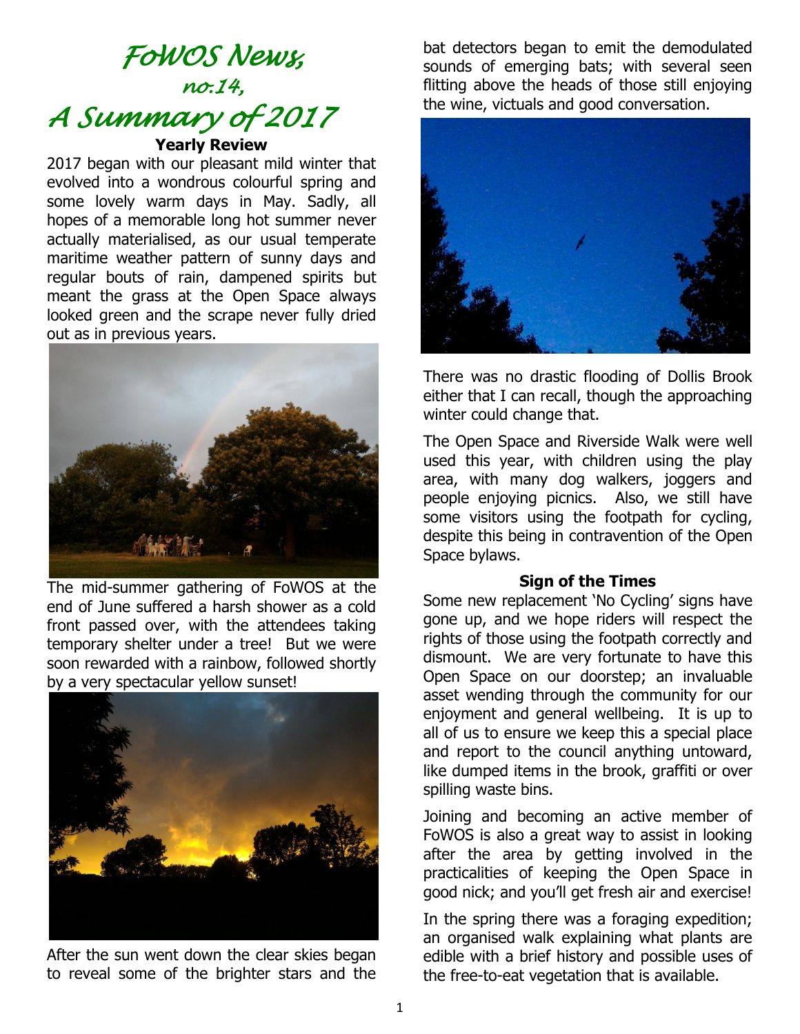# FoWOS News, no.14, A Summary of 2017

### Yearly Review

2017 began with our pleasant mild winter that evolved into a wondrous colourful spring and some lovely warm days in May. Sadly, all hopes of a memorable long hot summer never actually materialised, as our usual temperate maritime weather pattern of sunny days and regular bouts of rain, dampened spirits but meant the grass at the Open Space always looked green and the scrape never fully dried out as in previous years.

The mid-summer gathering of FoWOS at the end of June suffered a harsh shower as a cold front passed over, with the attendees taking temporary shelter under a tree! But we were soon rewarded with a rainbow, followed shortly by a very spectacular yellow sunset!

After the sun went down the clear skies began to reveal some of the brighter stars and the bat detectors began to emit the demodulated sounds of emerging bats; with several seen flitting above the heads of those still enjoying the wine, victuals and good conversation.

There was no drastic flooding of Dollis Brook either that I can recall, though the approaching winter could change that.

The Open Space and Riverside Walk were well used this year, with children using the play area, with many dog walkers, joggers and people enjoying picnics. Also, we still have some visitors using the footpath for cycling, despite this being in contravention of the Open Space bylaws.

### Sign of the Times

Some new replacement 'No Cycling' signs have gone up, and we hope riders will respect the rights of those using the footpath correctly and dismount. We are very fortunate to have this Open Space on our doorstep; an invaluable asset wending through the community for our enjoyment and general wellbeing. It is up to all of us to ensure we keep this a special place and report to the council anything untoward, like dumped items in the brook, graffiti or over spilling waste bins.

Joining and becoming an active member of FoWOS is also a great way to assist in looking after the area by getting involved in the practicalities of keeping the Open Space in good nick; and you'll get fresh air and exercise!

In the spring there was a foraging expedition; an organised walk explaining what plants are edible with a brief history and possible uses of the free-to-eat vegetation that is available.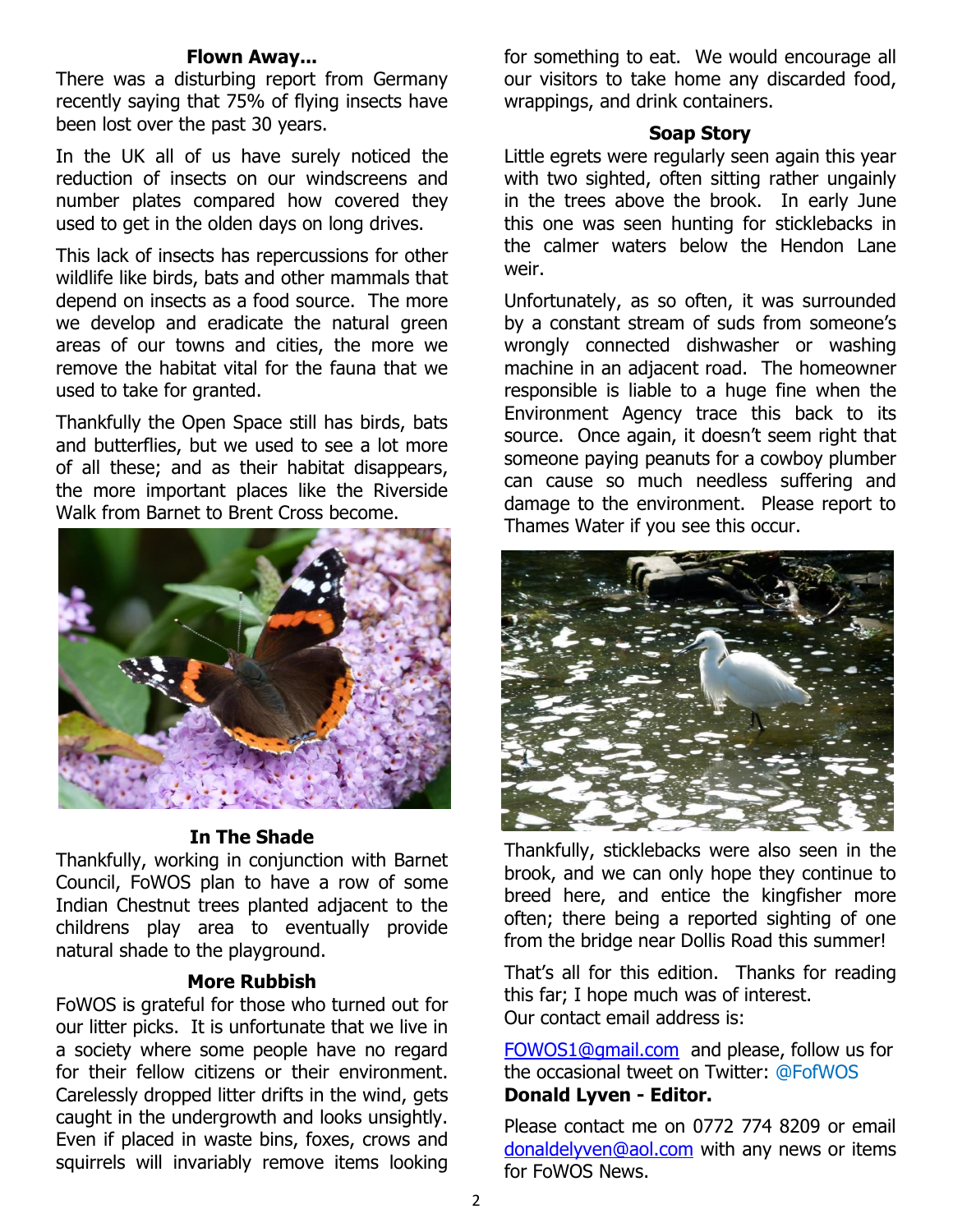### Flown Away...

There was a disturbing report from Germany recently saying that 75% of flying insects have been lost over the past 30 years.

In the UK all of us have surely noticed the reduction of insects on our windscreens and number plates compared how covered they used to get in the olden days on long drives.

This lack of insects has repercussions for other wildlife like birds, bats and other mammals that depend on insects as a food source. The more we develop and eradicate the natural green areas of our towns and cities, the more we remove the habitat vital for the fauna that we used to take for granted.

Thankfully the Open Space still has birds, bats and butterflies, but we used to see a lot more of all these; and as their habitat disappears, the more important places like the Riverside Walk from Barnet to Brent Cross become.

### In The Shade

Thankfully, working in conjunction with Barnet Council, FoWOS plan to have a row of some Indian Chestnut trees planted adjacent to the childrens play area to eventually provide natural shade to the playground.

### More Rubbish

FoWOS is grateful for those who turned out for our litter picks. It is unfortunate that we live in a society where some people have no regard for their fellow citizens or their environment. Carelessly dropped litter drifts in the wind, gets caught in the undergrowth and looks unsightly. Even if placed in waste bins, foxes, crows and squirrels will invariably remove items looking for something to eat. We would encourage all our visitors to take home any discarded food, wrappings, and drink containers.

### Soap Story

Little egrets were regularly seen again this year with two sighted, often sitting rather ungainly in the trees above the brook. In early June this one was seen hunting for sticklebacks in the calmer waters below the Hendon Lane weir.

Unfortunately, as so often, it was surrounded by a constant stream of suds from someone's wrongly connected dishwasher or washing machine in an adjacent road. The homeowner responsible is liable to a huge fine when the Environment Agency trace this back to its source. Once again, it doesn't seem right that someone paying peanuts for a cowboy plumber can cause so much needless suffering and damage to the environment. Please report to Thames Water if you see this occur.

Thankfully, sticklebacks were also seen in the brook, and we can only hope they continue to breed here, and entice the kingfisher more often; there being a reported sighting of one from the bridge near Dollis Road this summer!

That's all for this edition. Thanks for reading this far; I hope much was of interest.
Our contact email address is:

FOWOS1@gmail.com and please, follow us for the occasional tweet on Twitter: @FofWOS

**Donald Lyven - Editor.**

Please contact me on 0772 774 8209 or email donaldelyven@aol.com with any news or items for FoWOS News.